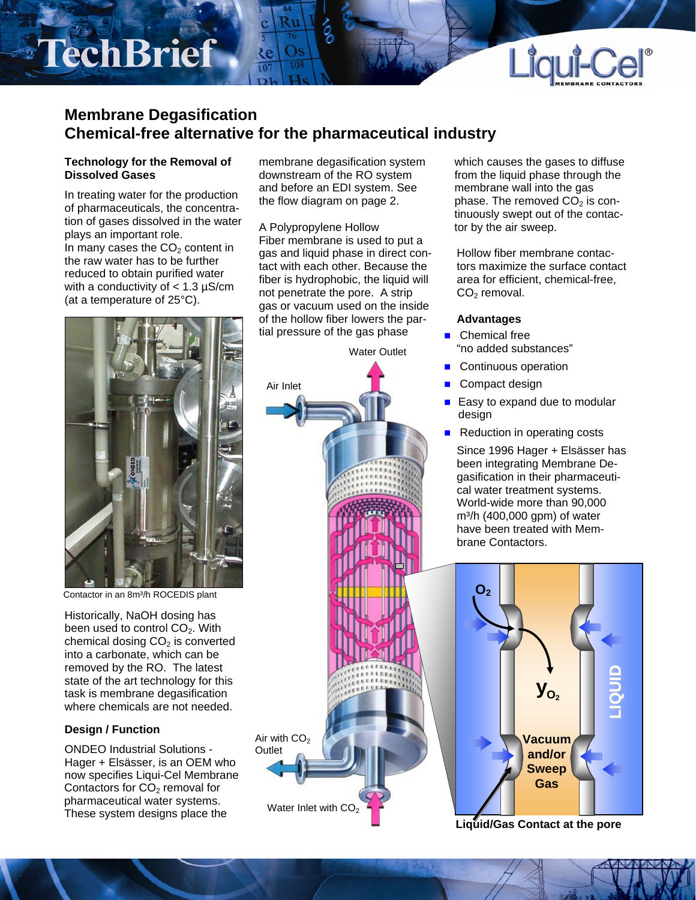# Membrane Degasification
## Chemical-free alternative for the pharmaceutical industry

### Technology for the Removal of Dissolved Gases

In treating water for the production of pharmaceuticals, the concentration of gases dissolved in the water plays an important role.
In many cases the $CO_2$ content in the raw water has to be further reduced to obtain purified water with a conductivity of < 1.3 µS/cm (at a temperature of 25°C).

Contactor in an 8m³/h ROCEDIS plant

Historically, NaOH dosing has been used to control $CO_2$. With chemical dosing $CO_2$ is converted into a carbonate, which can be removed by the RO. The latest state of the art technology for this task is membrane degasification where chemicals are not needed.

### Design / Function

ONDEO Industrial Solutions - Hager + Elsässer, is an OEM who now specifies Liqui-Cel Membrane Contactors for $CO_2$ removal for pharmaceutical water systems. These system designs place the membrane degasification system downstream of the RO system and before an EDI system. See the flow diagram on page 2.

A Polypropylene Hollow Fiber membrane is used to put a gas and liquid phase in direct contact with each other. Because the fiber is hydrophobic, the liquid will not penetrate the pore. A strip gas or vacuum used on the inside of the hollow fiber lowers the partial pressure of the gas phase which causes the gases to diffuse from the liquid phase through the membrane wall into the gas phase. The removed $CO_2$ is continuously swept out of the contactor by the air sweep.

Water Outlet

Air Inlet

Air with $CO_2$ Outlet

Water Inlet with $CO_2$

$O_2$

$y_{O_2}$

Vacuum and/or Sweep Gas

LIQUID

Liquid/Gas Contact at the pore

Hollow fiber membrane contactors maximize the surface contact area for efficient, chemical-free, $CO_2$ removal.

### Advantages

- Chemical free "no added substances"
- Continuous operation
- Compact design
- Easy to expand due to modular design
- Reduction in operating costs

Since 1996 Hager + Elsässer has been integrating Membrane Degasification in their pharmaceutical water treatment systems. World-wide more than 90,000 m³/h (400,000 gpm) of water have been treated with Membrane Contactors.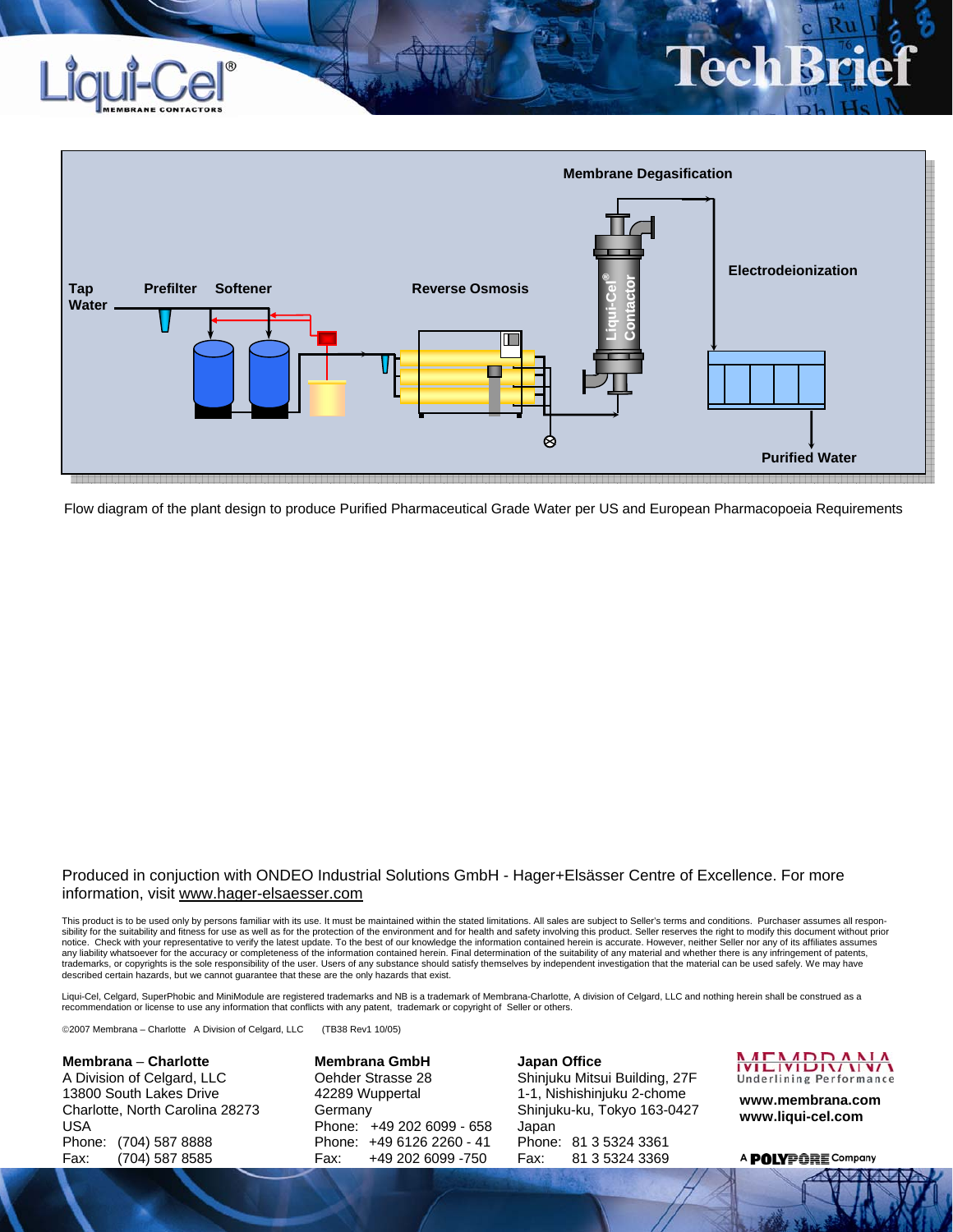Tap Water

Prefilter

Softener

Reverse Osmosis

Membrane Degasification

Liqui-Cel® Contactor

Electrodeionization

Purified Water

Flow diagram of the plant design to produce Purified Pharmaceutical Grade Water per US and European Pharmacopoeia Requirements

Produced in conjuction with ONDEO Industrial Solutions GmbH - Hager+Elsässer Centre of Excellence. For more information, visit www.hager-elsaesser.com

This product is to be used only by persons familiar with its use. It must be maintained within the stated limitations. All sales are subject to Seller's terms and conditions. Purchaser assumes all responsibility for the suitability and fitness for use as well as for the protection of the environment and for health and safety involving this product. Seller reserves the right to modify this document without prior notice. Check with your representative to verify the latest update. To the best of our knowledge the information contained herein is accurate. However, neither Seller nor any of its affiliates assumes any liability whatsoever for the accuracy or completeness of the information contained herein. Final determination of the suitability of any material and whether there is any infringement of patents, trademarks, or copyrights is the sole responsibility of the user. Users of any substance should satisfy themselves by independent investigation that the material can be used safely. We may have described certain hazards, but we cannot guarantee that these are the only hazards that exist.

Liqui-Cel, Celgard, SuperPhobic and MiniModule are registered trademarks and NB is a trademark of Membrana-Charlotte, A division of Celgard, LLC and nothing herein shall be construed as a recommendation or license to use any information that conflicts with any patent, trademark or copyright of Seller or others.

©2007 Membrana – Charlotte A Division of Celgard, LLC (TB38 Rev1 10/05)

**Membrana – Charlotte**
A Division of Celgard, LLC
13800 South Lakes Drive
Charlotte, North Carolina 28273
USA
Phone: (704) 587 8888
Fax: (704) 587 8585

**Membrana GmbH**
Oehder Strasse 28
42289 Wuppertal
Germany
Phone: +49 202 6099 - 658
Phone: +49 6126 2260 - 41
Fax: +49 202 6099 -750

**Japan Office**
Shinjuku Mitsui Building, 27F
1-1, Nishishinjuku 2-chome
Shinjuku-ku, Tokyo 163-0427
Japan
Phone: 81 3 5324 3361
Fax: 81 3 5324 3369

MEMBRANA
Underlining Performance

**www.membrana.com**
**www.liqui-cel.com**

A POLYPORE Company